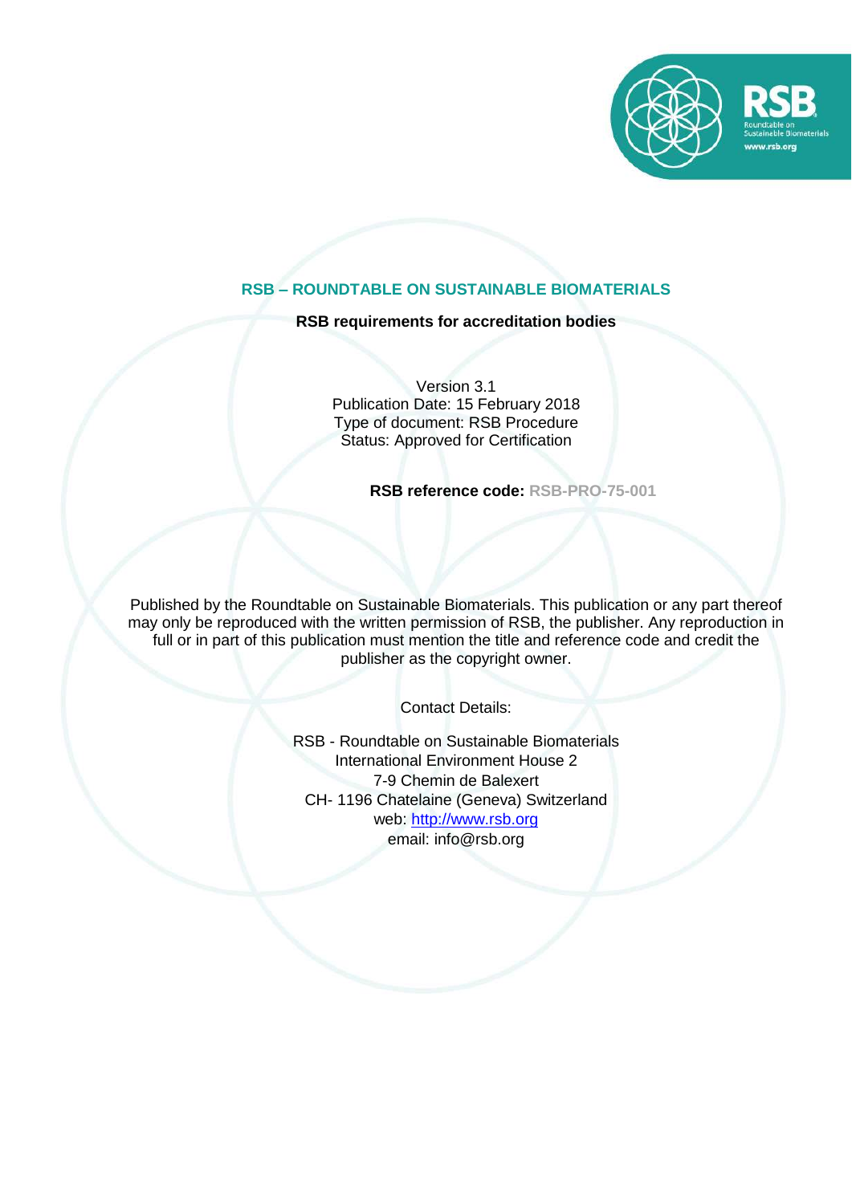# RSB – ROUNDTABLE ON SUSTAINABLE BIOMATERIALS

## RSB requirements for accreditation bodies

Version 3.1
Publication Date: 15 February 2018
Type of document: RSB Procedure
Status: Approved for Certification

**RSB reference code:** **RSB-PRO-75-001**

Published by the Roundtable on Sustainable Biomaterials. This publication or any part thereof may only be reproduced with the written permission of RSB, the publisher. Any reproduction in full or in part of this publication must mention the title and reference code and credit the publisher as the copyright owner.

Contact Details:

RSB - Roundtable on Sustainable Biomaterials
International Environment House 2
7-9 Chemin de Balexert
CH- 1196 Chatelaine (Geneva) Switzerland
web: http://www.rsb.org
email: info@rsb.org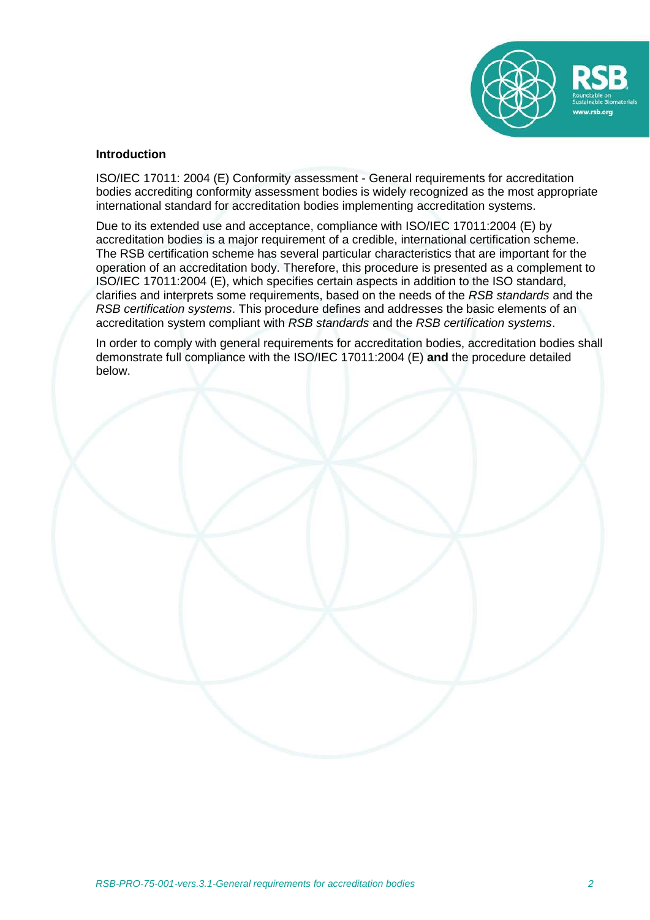## Introduction

ISO/IEC 17011: 2004 (E) Conformity assessment - General requirements for accreditation bodies accrediting conformity assessment bodies is widely recognized as the most appropriate international standard for accreditation bodies implementing accreditation systems.

Due to its extended use and acceptance, compliance with ISO/IEC 17011:2004 (E) by accreditation bodies is a major requirement of a credible, international certification scheme. The RSB certification scheme has several particular characteristics that are important for the operation of an accreditation body. Therefore, this procedure is presented as a complement to ISO/IEC 17011:2004 (E), which specifies certain aspects in addition to the ISO standard, clarifies and interprets some requirements, based on the needs of the *RSB standards* and the *RSB certification systems*. This procedure defines and addresses the basic elements of an accreditation system compliant with *RSB standards* and the *RSB certification systems*.

In order to comply with general requirements for accreditation bodies, accreditation bodies shall demonstrate full compliance with the ISO/IEC 17011:2004 (E) **and** the procedure detailed below.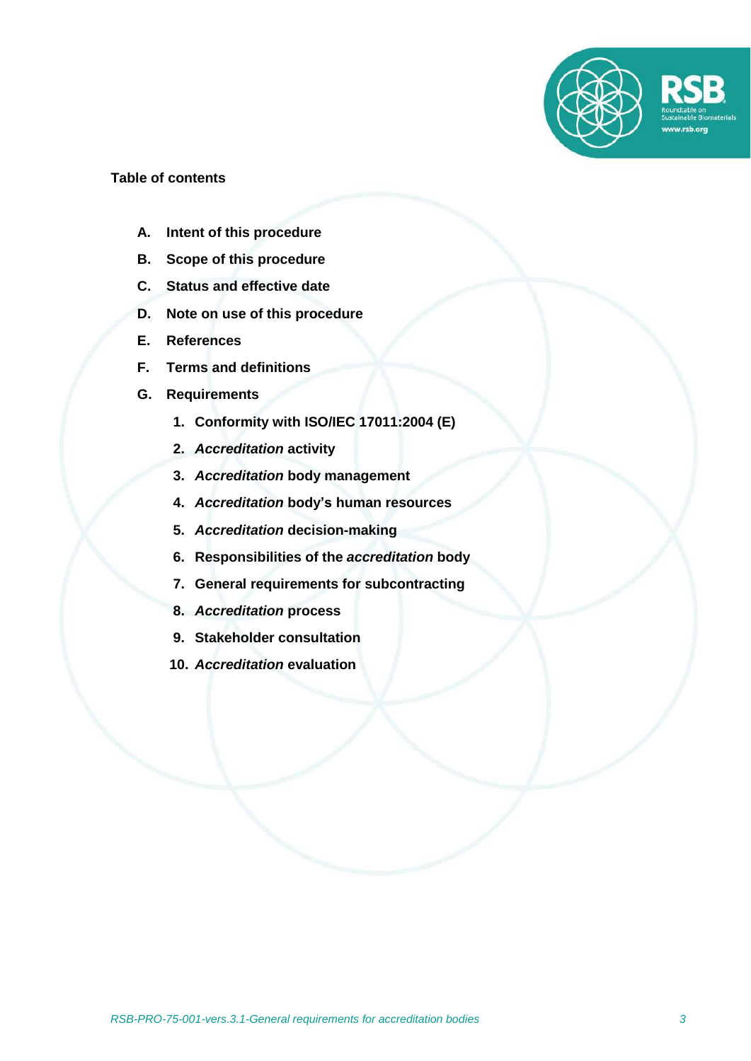**Table of contents**

**A. Intent of this procedure**

**B. Scope of this procedure**

**C. Status and effective date**

**D. Note on use of this procedure**

**E. References**

**F. Terms and definitions**

**G. Requirements**

1. **Conformity with ISO/IEC 17011:2004 (E)**
2. ***Accreditation* activity**
3. ***Accreditation* body management**
4. ***Accreditation* body's human resources**
5. ***Accreditation* decision-making**
6. **Responsibilities of the *accreditation* body**
7. **General requirements for subcontracting**
8. ***Accreditation* process**
9. **Stakeholder consultation**
10. ***Accreditation* evaluation**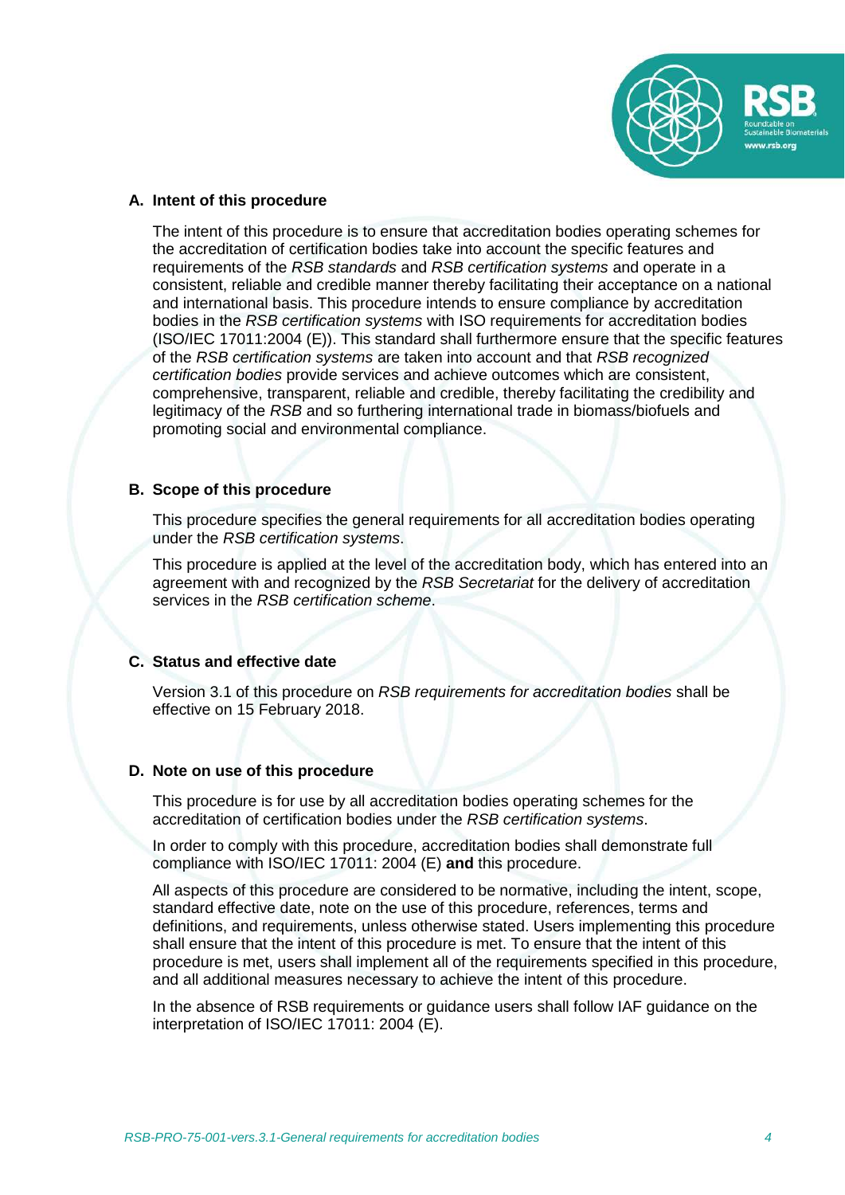## A. Intent of this procedure

The intent of this procedure is to ensure that accreditation bodies operating schemes for the accreditation of certification bodies take into account the specific features and requirements of the *RSB standards* and *RSB certification systems* and operate in a consistent, reliable and credible manner thereby facilitating their acceptance on a national and international basis. This procedure intends to ensure compliance by accreditation bodies in the *RSB certification systems* with ISO requirements for accreditation bodies (ISO/IEC 17011:2004 (E)). This standard shall furthermore ensure that the specific features of the *RSB certification systems* are taken into account and that *RSB recognized certification bodies* provide services and achieve outcomes which are consistent, comprehensive, transparent, reliable and credible, thereby facilitating the credibility and legitimacy of the *RSB* and so furthering international trade in biomass/biofuels and promoting social and environmental compliance.

## B. Scope of this procedure

This procedure specifies the general requirements for all accreditation bodies operating under the *RSB certification systems*.

This procedure is applied at the level of the accreditation body, which has entered into an agreement with and recognized by the *RSB Secretariat* for the delivery of accreditation services in the *RSB certification scheme*.

## C. Status and effective date

Version 3.1 of this procedure on *RSB requirements for accreditation bodies* shall be effective on 15 February 2018.

## D. Note on use of this procedure

This procedure is for use by all accreditation bodies operating schemes for the accreditation of certification bodies under the *RSB certification systems*.

In order to comply with this procedure, accreditation bodies shall demonstrate full compliance with ISO/IEC 17011: 2004 (E) **and** this procedure.

All aspects of this procedure are considered to be normative, including the intent, scope, standard effective date, note on the use of this procedure, references, terms and definitions, and requirements, unless otherwise stated. Users implementing this procedure shall ensure that the intent of this procedure is met. To ensure that the intent of this procedure is met, users shall implement all of the requirements specified in this procedure, and all additional measures necessary to achieve the intent of this procedure.

In the absence of RSB requirements or guidance users shall follow IAF guidance on the interpretation of ISO/IEC 17011: 2004 (E).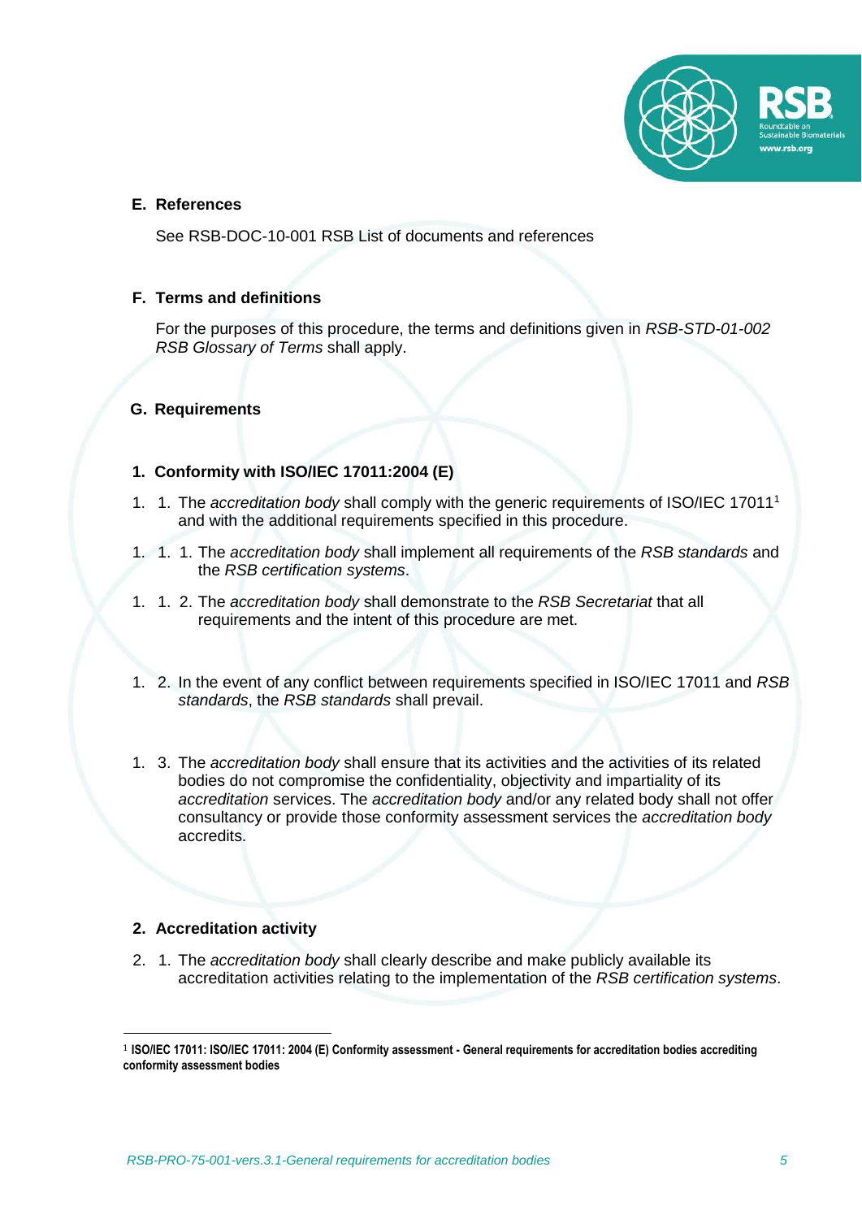## E. References

See RSB-DOC-10-001 RSB List of documents and references

## F. Terms and definitions

For the purposes of this procedure, the terms and definitions given in *RSB-STD-01-002 RSB Glossary of Terms* shall apply.

## G. Requirements

### 1. Conformity with ISO/IEC 17011:2004 (E)

1. 1. The *accreditation body* shall comply with the generic requirements of ISO/IEC 17011[1] and with the additional requirements specified in this procedure.

1. 1. 1. The *accreditation body* shall implement all requirements of the *RSB standards* and the *RSB certification systems*.

1. 1. 2. The *accreditation body* shall demonstrate to the *RSB Secretariat* that all requirements and the intent of this procedure are met.

1. 2. In the event of any conflict between requirements specified in ISO/IEC 17011 and *RSB standards*, the *RSB standards* shall prevail.

1. 3. The *accreditation body* shall ensure that its activities and the activities of its related bodies do not compromise the confidentiality, objectivity and impartiality of its *accreditation* services. The *accreditation body* and/or any related body shall not offer consultancy or provide those conformity assessment services the *accreditation body* accredits.

### 2. Accreditation activity

2. 1. The *accreditation body* shall clearly describe and make publicly available its accreditation activities relating to the implementation of the *RSB certification systems*.

---

[1] **ISO/IEC 17011: ISO/IEC 17011: 2004 (E) Conformity assessment - General requirements for accreditation bodies accrediting conformity assessment bodies**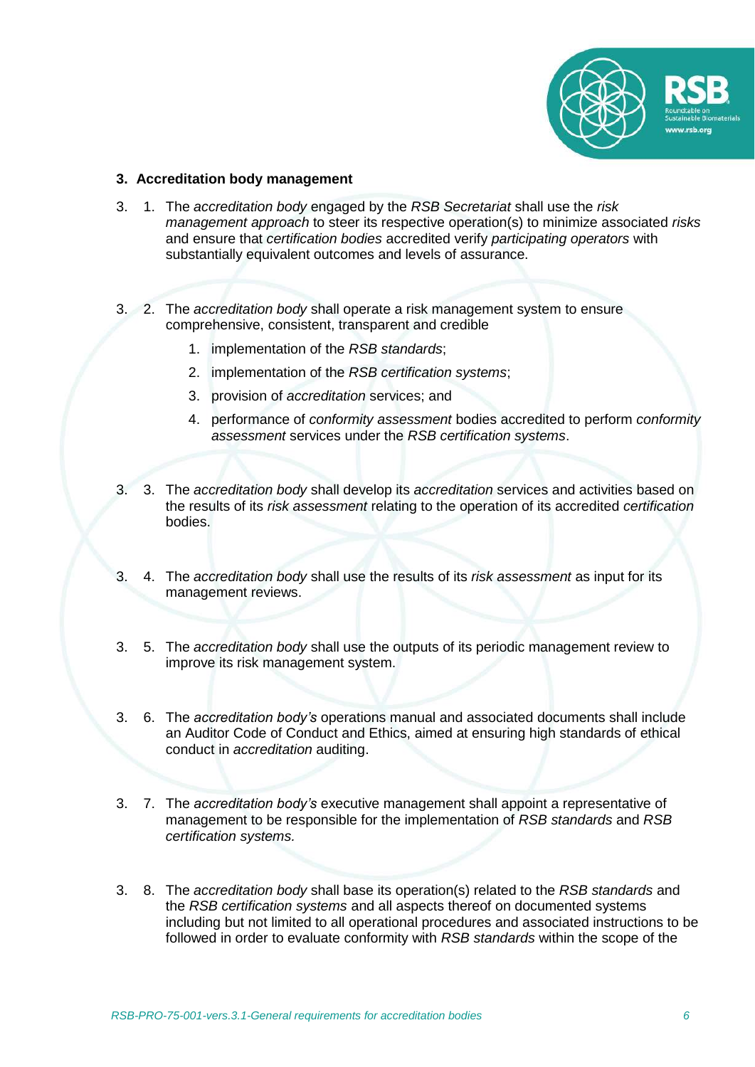## 3. Accreditation body management

3. 1. The *accreditation body* engaged by the *RSB Secretariat* shall use the *risk management approach* to steer its respective operation(s) to minimize associated *risks* and ensure that *certification bodies* accredited verify *participating operators* with substantially equivalent outcomes and levels of assurance.

3. 2. The *accreditation body* shall operate a risk management system to ensure comprehensive, consistent, transparent and credible

1. implementation of the *RSB standards*;
2. implementation of the *RSB certification systems*;
3. provision of *accreditation* services; and
4. performance of *conformity assessment* bodies accredited to perform *conformity assessment* services under the *RSB certification systems*.

3. 3. The *accreditation body* shall develop its *accreditation* services and activities based on the results of its *risk assessment* relating to the operation of its accredited *certification* bodies.

3. 4. The *accreditation body* shall use the results of its *risk assessment* as input for its management reviews.

3. 5. The *accreditation body* shall use the outputs of its periodic management review to improve its risk management system.

3. 6. The *accreditation body's* operations manual and associated documents shall include an Auditor Code of Conduct and Ethics, aimed at ensuring high standards of ethical conduct in *accreditation* auditing.

3. 7. The *accreditation body's* executive management shall appoint a representative of management to be responsible for the implementation of *RSB standards* and *RSB certification systems.*

3. 8. The *accreditation body* shall base its operation(s) related to the *RSB standards* and the *RSB certification systems* and all aspects thereof on documented systems including but not limited to all operational procedures and associated instructions to be followed in order to evaluate conformity with *RSB standards* within the scope of the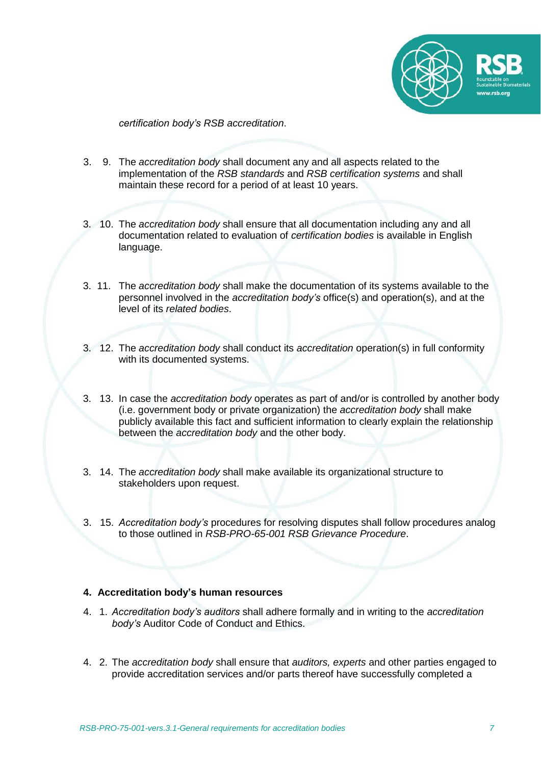*certification body's RSB accreditation*.

3. 9. The *accreditation body* shall document any and all aspects related to the implementation of the *RSB standards* and *RSB certification systems* and shall maintain these record for a period of at least 10 years.

3. 10. The *accreditation body* shall ensure that all documentation including any and all documentation related to evaluation of *certification bodies* is available in English language.

3. 11. The *accreditation body* shall make the documentation of its systems available to the personnel involved in the *accreditation body's* office(s) and operation(s), and at the level of its *related bodies*.

3. 12. The *accreditation body* shall conduct its *accreditation* operation(s) in full conformity with its documented systems.

3. 13. In case the *accreditation body* operates as part of and/or is controlled by another body (i.e. government body or private organization) the *accreditation body* shall make publicly available this fact and sufficient information to clearly explain the relationship between the *accreditation body* and the other body.

3. 14. The *accreditation body* shall make available its organizational structure to stakeholders upon request.

3. 15. *Accreditation body's* procedures for resolving disputes shall follow procedures analog to those outlined in *RSB-PRO-65-001 RSB Grievance Procedure*.

**4. Accreditation body's human resources**

4. 1. *Accreditation body's auditors* shall adhere formally and in writing to the *accreditation body's* Auditor Code of Conduct and Ethics.

4. 2. The *accreditation body* shall ensure that *auditors, experts* and other parties engaged to provide accreditation services and/or parts thereof have successfully completed a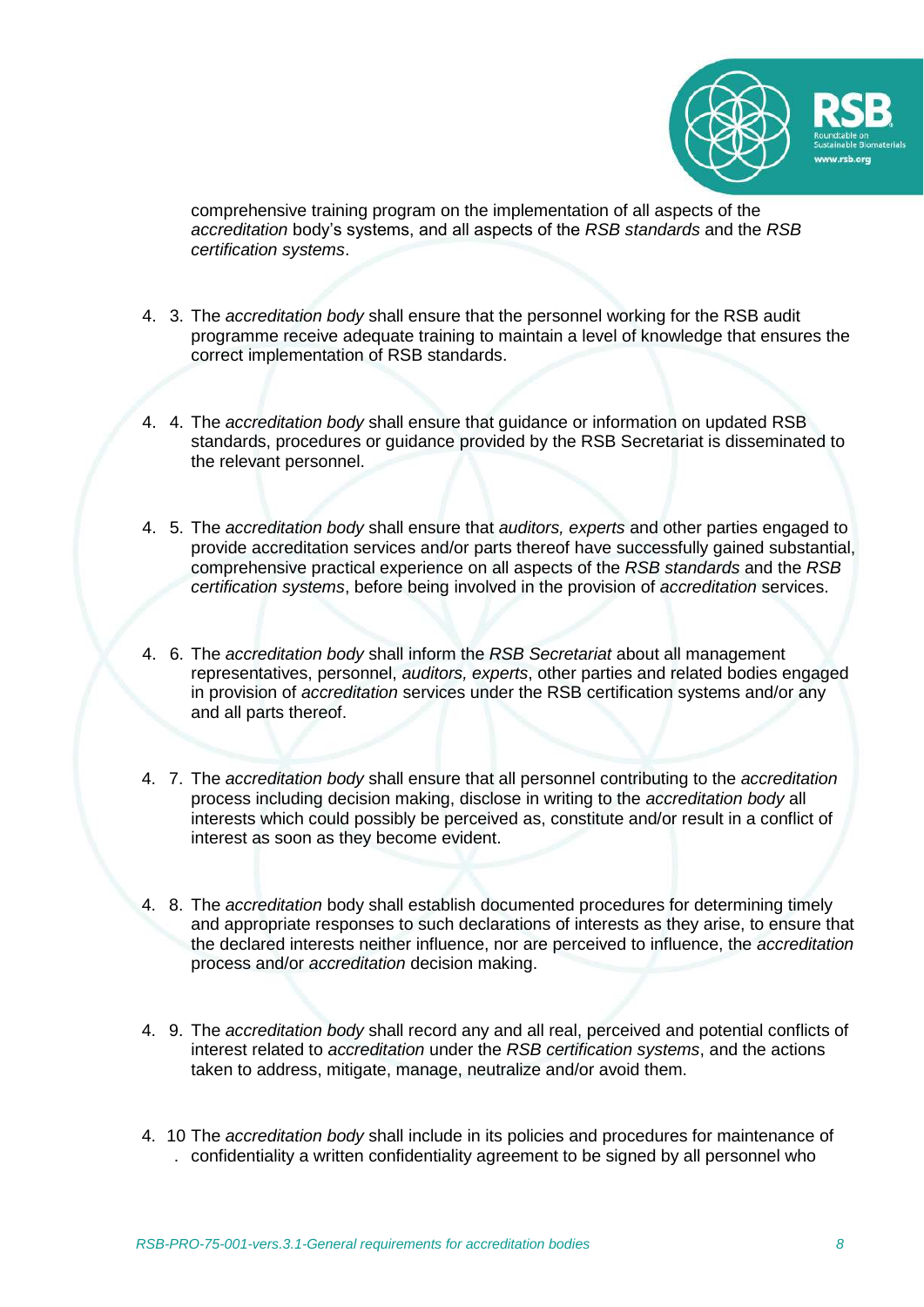comprehensive training program on the implementation of all aspects of the *accreditation* body's systems, and all aspects of the *RSB standards* and the *RSB certification systems*.

4.3. The *accreditation body* shall ensure that the personnel working for the RSB audit programme receive adequate training to maintain a level of knowledge that ensures the correct implementation of RSB standards.

4.4. The *accreditation body* shall ensure that guidance or information on updated RSB standards, procedures or guidance provided by the RSB Secretariat is disseminated to the relevant personnel.

4.5. The *accreditation body* shall ensure that *auditors, experts* and other parties engaged to provide accreditation services and/or parts thereof have successfully gained substantial, comprehensive practical experience on all aspects of the *RSB standards* and the *RSB certification systems*, before being involved in the provision of *accreditation* services.

4.6. The *accreditation body* shall inform the *RSB Secretariat* about all management representatives, personnel, *auditors, experts*, other parties and related bodies engaged in provision of *accreditation* services under the RSB certification systems and/or any and all parts thereof.

4.7. The *accreditation body* shall ensure that all personnel contributing to the *accreditation* process including decision making, disclose in writing to the *accreditation body* all interests which could possibly be perceived as, constitute and/or result in a conflict of interest as soon as they become evident.

4.8. The *accreditation* body shall establish documented procedures for determining timely and appropriate responses to such declarations of interests as they arise, to ensure that the declared interests neither influence, nor are perceived to influence, the *accreditation* process and/or *accreditation* decision making.

4.9. The *accreditation body* shall record any and all real, perceived and potential conflicts of interest related to *accreditation* under the *RSB certification systems*, and the actions taken to address, mitigate, manage, neutralize and/or avoid them.

4.10. The *accreditation body* shall include in its policies and procedures for maintenance of confidentiality a written confidentiality agreement to be signed by all personnel who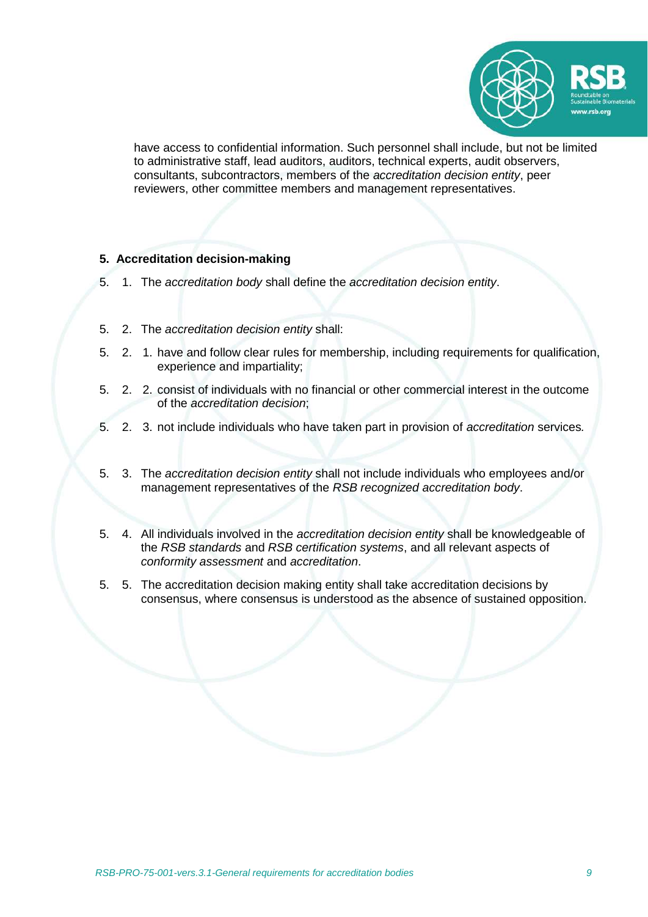have access to confidential information. Such personnel shall include, but not be limited to administrative staff, lead auditors, auditors, technical experts, audit observers, consultants, subcontractors, members of the *accreditation decision entity*, peer reviewers, other committee members and management representatives.

## 5. Accreditation decision-making

5. 1. The *accreditation body* shall define the *accreditation decision entity*.

5. 2. The *accreditation decision entity* shall:

5. 2. 1. have and follow clear rules for membership, including requirements for qualification, experience and impartiality;

5. 2. 2. consist of individuals with no financial or other commercial interest in the outcome of the *accreditation decision*;

5. 2. 3. not include individuals who have taken part in provision of *accreditation* services*.*

5. 3. The *accreditation decision entity* shall not include individuals who employees and/or management representatives of the *RSB recognized accreditation body*.

5. 4. All individuals involved in the *accreditation decision entity* shall be knowledgeable of the *RSB standards* and *RSB certification systems*, and all relevant aspects of *conformity assessment* and *accreditation*.

5. 5. The accreditation decision making entity shall take accreditation decisions by consensus, where consensus is understood as the absence of sustained opposition.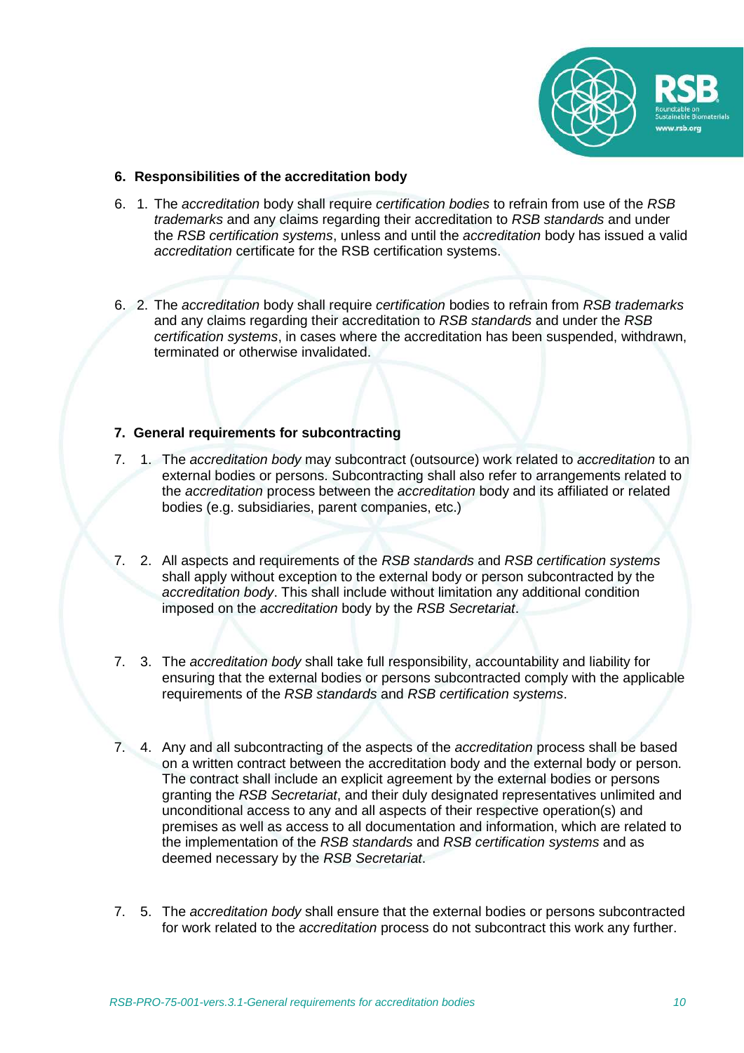## 6. Responsibilities of the accreditation body

6\. 1. The *accreditation* body shall require *certification bodies* to refrain from use of the *RSB trademarks* and any claims regarding their accreditation to *RSB standards* and under the *RSB certification systems*, unless and until the *accreditation* body has issued a valid *accreditation* certificate for the RSB certification systems.

6\. 2. The *accreditation* body shall require *certification* bodies to refrain from *RSB trademarks* and any claims regarding their accreditation to *RSB standards* and under the *RSB certification systems*, in cases where the accreditation has been suspended, withdrawn, terminated or otherwise invalidated.

## 7. General requirements for subcontracting

7\. 1. The *accreditation body* may subcontract (outsource) work related to *accreditation* to an external bodies or persons. Subcontracting shall also refer to arrangements related to the *accreditation* process between the *accreditation* body and its affiliated or related bodies (e.g. subsidiaries, parent companies, etc.)

7\. 2. All aspects and requirements of the *RSB standards* and *RSB certification systems* shall apply without exception to the external body or person subcontracted by the *accreditation body*. This shall include without limitation any additional condition imposed on the *accreditation* body by the *RSB Secretariat*.

7\. 3. The *accreditation body* shall take full responsibility, accountability and liability for ensuring that the external bodies or persons subcontracted comply with the applicable requirements of the *RSB standards* and *RSB certification systems*.

7\. 4. Any and all subcontracting of the aspects of the *accreditation* process shall be based on a written contract between the accreditation body and the external body or person. The contract shall include an explicit agreement by the external bodies or persons granting the *RSB Secretariat*, and their duly designated representatives unlimited and unconditional access to any and all aspects of their respective operation(s) and premises as well as access to all documentation and information, which are related to the implementation of the *RSB standards* and *RSB certification systems* and as deemed necessary by the *RSB Secretariat*.

7\. 5. The *accreditation body* shall ensure that the external bodies or persons subcontracted for work related to the *accreditation* process do not subcontract this work any further.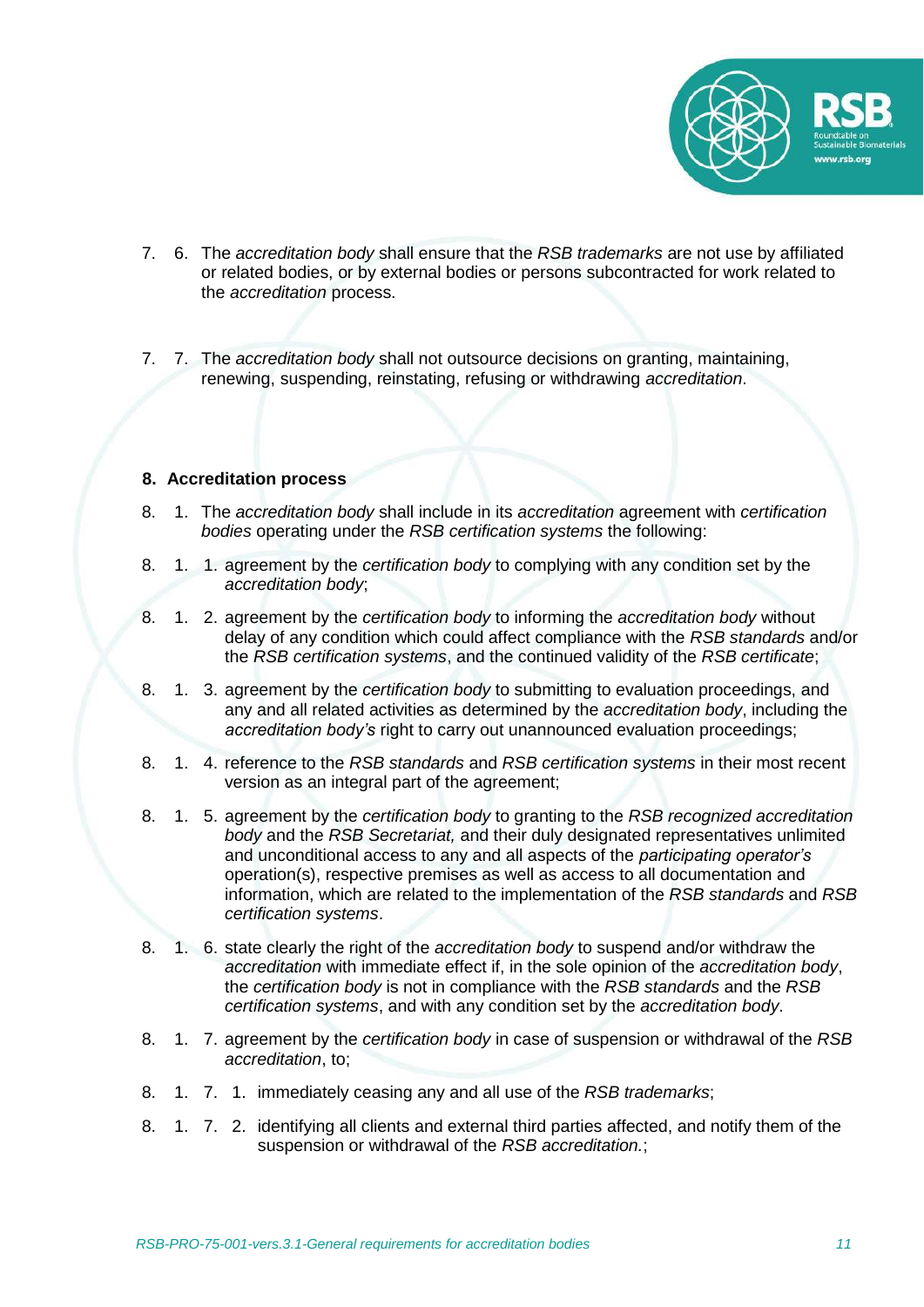7. 6. The *accreditation body* shall ensure that the *RSB trademarks* are not use by affiliated or related bodies, or by external bodies or persons subcontracted for work related to the *accreditation* process.

7. 7. The *accreditation body* shall not outsource decisions on granting, maintaining, renewing, suspending, reinstating, refusing or withdrawing *accreditation*.

## 8. Accreditation process

8. 1. The *accreditation body* shall include in its *accreditation* agreement with *certification bodies* operating under the *RSB certification systems* the following:

8. 1. 1. agreement by the *certification body* to complying with any condition set by the *accreditation body*;

8. 1. 2. agreement by the *certification body* to informing the *accreditation body* without delay of any condition which could affect compliance with the *RSB standards* and/or the *RSB certification systems*, and the continued validity of the *RSB certificate*;

8. 1. 3. agreement by the *certification body* to submitting to evaluation proceedings, and any and all related activities as determined by the *accreditation body*, including the *accreditation body's* right to carry out unannounced evaluation proceedings;

8. 1. 4. reference to the *RSB standards* and *RSB certification systems* in their most recent version as an integral part of the agreement;

8. 1. 5. agreement by the *certification body* to granting to the *RSB recognized accreditation body* and the *RSB Secretariat,* and their duly designated representatives unlimited and unconditional access to any and all aspects of the *participating operator's* operation(s), respective premises as well as access to all documentation and information, which are related to the implementation of the *RSB standards* and *RSB certification systems*.

8. 1. 6. state clearly the right of the *accreditation body* to suspend and/or withdraw the *accreditation* with immediate effect if, in the sole opinion of the *accreditation body*, the *certification body* is not in compliance with the *RSB standards* and the *RSB certification systems*, and with any condition set by the *accreditation body*.

8. 1. 7. agreement by the *certification body* in case of suspension or withdrawal of the *RSB accreditation*, to;

8. 1. 7. 1. immediately ceasing any and all use of the *RSB trademarks*;

8. 1. 7. 2. identifying all clients and external third parties affected, and notify them of the suspension or withdrawal of the *RSB accreditation.*;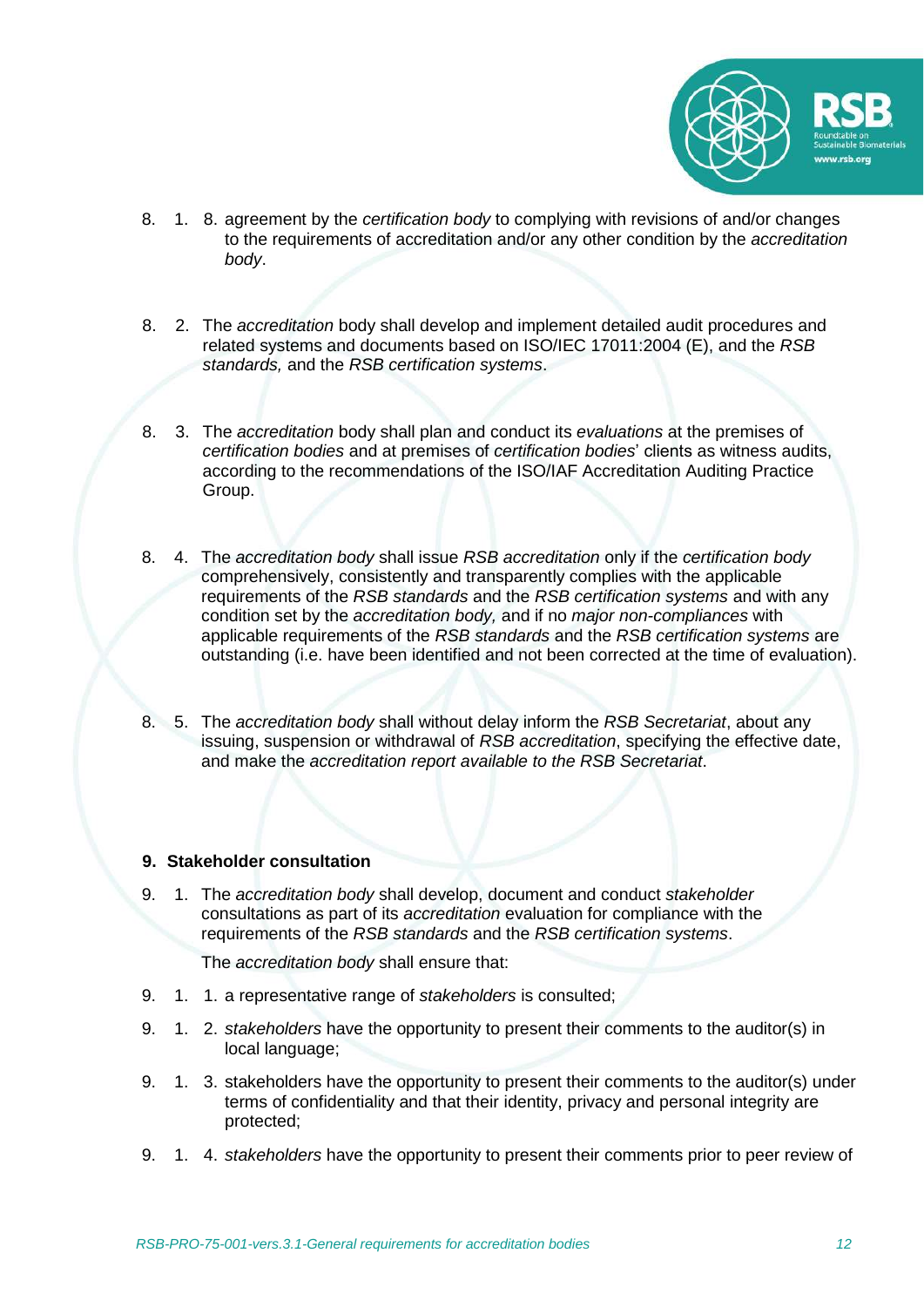8. 1. 8. agreement by the *certification body* to complying with revisions of and/or changes to the requirements of accreditation and/or any other condition by the *accreditation body*.

8. 2. The *accreditation* body shall develop and implement detailed audit procedures and related systems and documents based on ISO/IEC 17011:2004 (E), and the *RSB standards,* and the *RSB certification systems*.

8. 3. The *accreditation* body shall plan and conduct its *evaluations* at the premises of *certification bodies* and at premises of *certification bodies*' clients as witness audits, according to the recommendations of the ISO/IAF Accreditation Auditing Practice Group.

8. 4. The *accreditation body* shall issue *RSB accreditation* only if the *certification body* comprehensively, consistently and transparently complies with the applicable requirements of the *RSB standards* and the *RSB certification systems* and with any condition set by the *accreditation body,* and if no *major non-compliances* with applicable requirements of the *RSB standards* and the *RSB certification systems* are outstanding (i.e. have been identified and not been corrected at the time of evaluation).

8. 5. The *accreditation body* shall without delay inform the *RSB Secretariat*, about any issuing, suspension or withdrawal of *RSB accreditation*, specifying the effective date, and make the *accreditation report available to the RSB Secretariat*.

**9. Stakeholder consultation**

9. 1. The *accreditation body* shall develop, document and conduct *stakeholder* consultations as part of its *accreditation* evaluation for compliance with the requirements of the *RSB standards* and the *RSB certification systems*.

The *accreditation body* shall ensure that:

9. 1. 1. a representative range of *stakeholders* is consulted;

9. 1. 2. *stakeholders* have the opportunity to present their comments to the auditor(s) in local language;

9. 1. 3. stakeholders have the opportunity to present their comments to the auditor(s) under terms of confidentiality and that their identity, privacy and personal integrity are protected;

9. 1. 4. *stakeholders* have the opportunity to present their comments prior to peer review of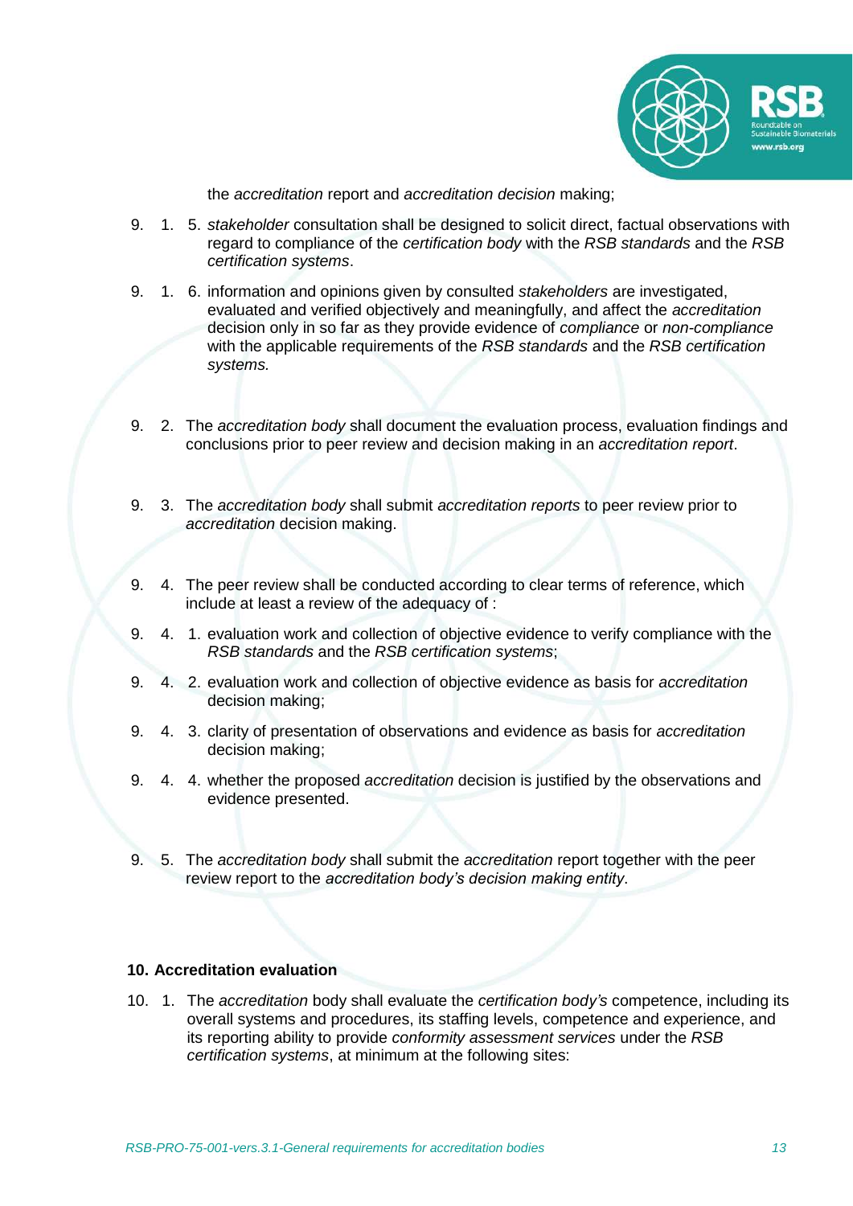the *accreditation* report and *accreditation decision* making;

9. 1. 5. *stakeholder* consultation shall be designed to solicit direct, factual observations with regard to compliance of the *certification body* with the *RSB standards* and the *RSB certification systems*.

9. 1. 6. information and opinions given by consulted *stakeholders* are investigated, evaluated and verified objectively and meaningfully, and affect the *accreditation* decision only in so far as they provide evidence of *compliance* or *non-compliance* with the applicable requirements of the *RSB standards* and the *RSB certification systems.*

9. 2. The *accreditation body* shall document the evaluation process, evaluation findings and conclusions prior to peer review and decision making in an *accreditation report*.

9. 3. The *accreditation body* shall submit *accreditation reports* to peer review prior to *accreditation* decision making.

9. 4. The peer review shall be conducted according to clear terms of reference, which include at least a review of the adequacy of :

9. 4. 1. evaluation work and collection of objective evidence to verify compliance with the *RSB standards* and the *RSB certification systems*;

9. 4. 2. evaluation work and collection of objective evidence as basis for *accreditation* decision making;

9. 4. 3. clarity of presentation of observations and evidence as basis for *accreditation* decision making;

9. 4. 4. whether the proposed *accreditation* decision is justified by the observations and evidence presented.

9. 5. The *accreditation body* shall submit the *accreditation* report together with the peer review report to the *accreditation body's decision making entity*.

## 10. Accreditation evaluation

10. 1. The *accreditation* body shall evaluate the *certification body's* competence, including its overall systems and procedures, its staffing levels, competence and experience, and its reporting ability to provide *conformity assessment services* under the *RSB certification systems*, at minimum at the following sites: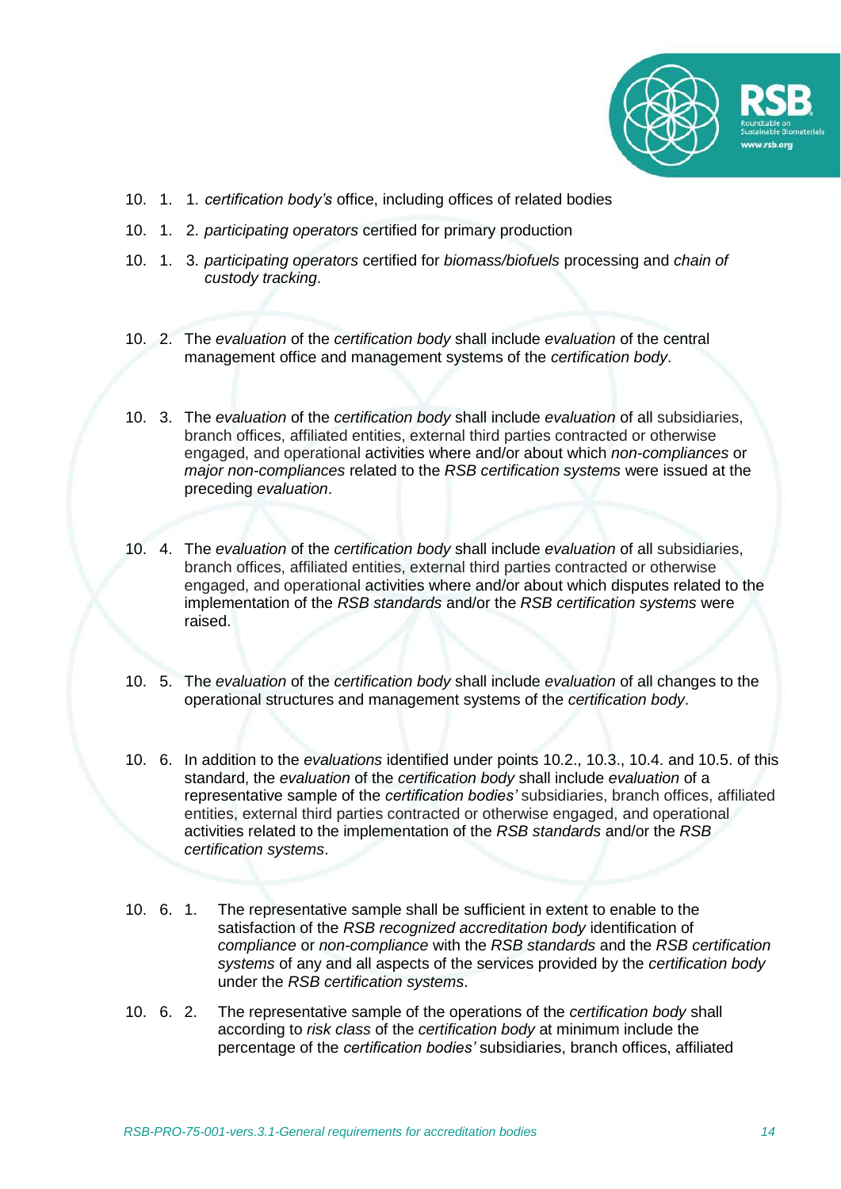10. 1. 1. *certification body's* office, including offices of related bodies

10. 1. 2. *participating operators* certified for primary production

10. 1. 3. *participating operators* certified for *biomass/biofuels* processing and *chain of custody tracking*.

10. 2. The *evaluation* of the *certification body* shall include *evaluation* of the central management office and management systems of the *certification body*.

10. 3. The *evaluation* of the *certification body* shall include *evaluation* of all subsidiaries, branch offices, affiliated entities, external third parties contracted or otherwise engaged, and operational activities where and/or about which *non-compliances* or *major non-compliances* related to the *RSB certification systems* were issued at the preceding *evaluation*.

10. 4. The *evaluation* of the *certification body* shall include *evaluation* of all subsidiaries, branch offices, affiliated entities, external third parties contracted or otherwise engaged, and operational activities where and/or about which disputes related to the implementation of the *RSB standards* and/or the *RSB certification systems* were raised.

10. 5. The *evaluation* of the *certification body* shall include *evaluation* of all changes to the operational structures and management systems of the *certification body*.

10. 6. In addition to the *evaluations* identified under points 10.2., 10.3., 10.4. and 10.5. of this standard, the *evaluation* of the *certification body* shall include *evaluation* of a representative sample of the *certification bodies'* subsidiaries, branch offices, affiliated entities, external third parties contracted or otherwise engaged, and operational activities related to the implementation of the *RSB standards* and/or the *RSB certification systems*.

10. 6. 1. The representative sample shall be sufficient in extent to enable to the satisfaction of the *RSB recognized accreditation body* identification of *compliance* or *non-compliance* with the *RSB standards* and the *RSB certification systems* of any and all aspects of the services provided by the *certification body* under the *RSB certification systems*.

10. 6. 2. The representative sample of the operations of the *certification body* shall according to *risk class* of the *certification body* at minimum include the percentage of the *certification bodies'* subsidiaries, branch offices, affiliated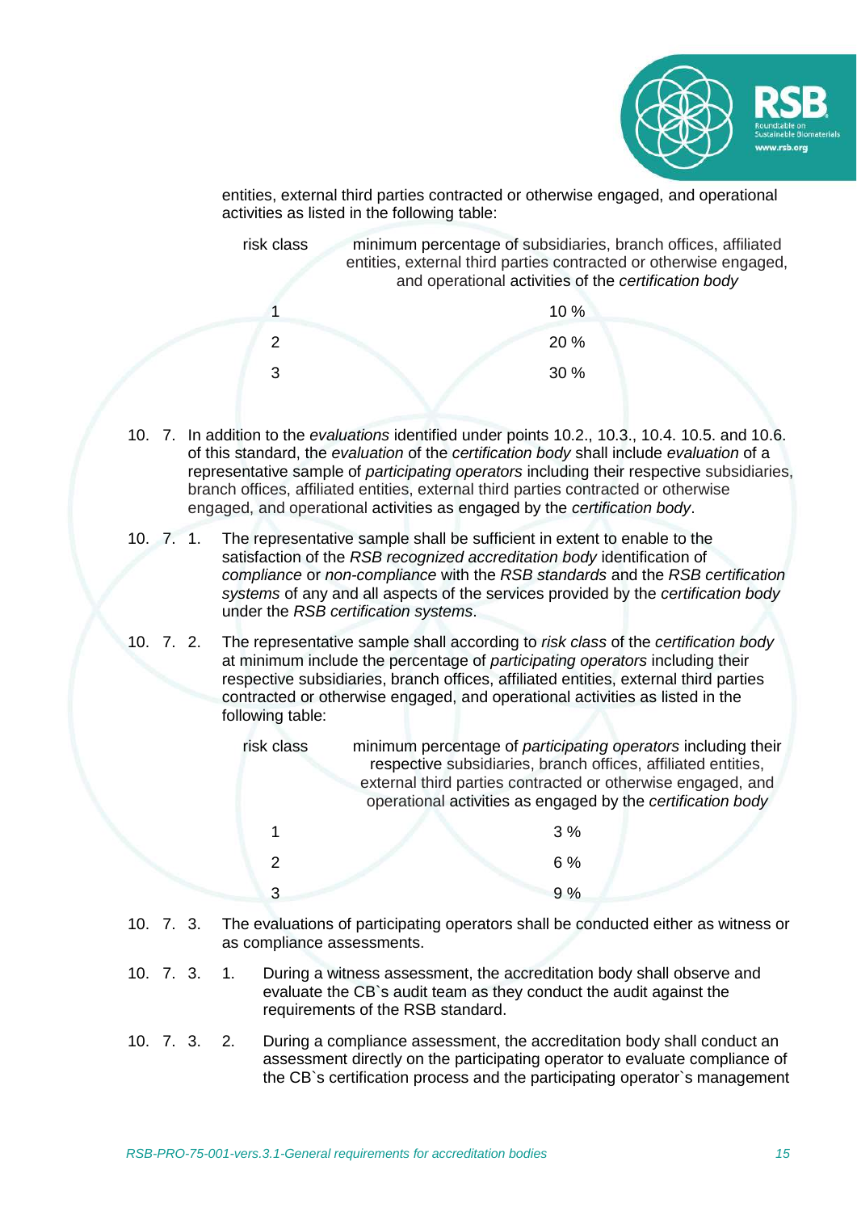entities, external third parties contracted or otherwise engaged, and operational activities as listed in the following table:

| risk class | minimum percentage of subsidiaries, branch offices, affiliated entities, external third parties contracted or otherwise engaged, and operational activities of the *certification body* |
|---|---|
| 1 | 10 % |
| 2 | 20 % |
| 3 | 30 % |

10. 7. In addition to the *evaluations* identified under points 10.2., 10.3., 10.4. 10.5. and 10.6. of this standard, the *evaluation* of the *certification body* shall include *evaluation* of a representative sample of *participating operators* including their respective subsidiaries, branch offices, affiliated entities, external third parties contracted or otherwise engaged, and operational activities as engaged by the *certification body*.

10. 7. 1. The representative sample shall be sufficient in extent to enable to the satisfaction of the *RSB recognized accreditation body* identification of *compliance* or *non-compliance* with the *RSB standards* and the *RSB certification systems* of any and all aspects of the services provided by the *certification body* under the *RSB certification systems*.

10. 7. 2. The representative sample shall according to *risk class* of the *certification body* at minimum include the percentage of *participating operators* including their respective subsidiaries, branch offices, affiliated entities, external third parties contracted or otherwise engaged, and operational activities as listed in the following table:

| risk class | minimum percentage of *participating operators* including their respective subsidiaries, branch offices, affiliated entities, external third parties contracted or otherwise engaged, and operational activities as engaged by the *certification body* |
|---|---|
| 1 | 3 % |
| 2 | 6 % |
| 3 | 9 % |

10. 7. 3. The evaluations of participating operators shall be conducted either as witness or as compliance assessments.

10. 7. 3. 1. During a witness assessment, the accreditation body shall observe and evaluate the CB`s audit team as they conduct the audit against the requirements of the RSB standard.

10. 7. 3. 2. During a compliance assessment, the accreditation body shall conduct an assessment directly on the participating operator to evaluate compliance of the CB`s certification process and the participating operator`s management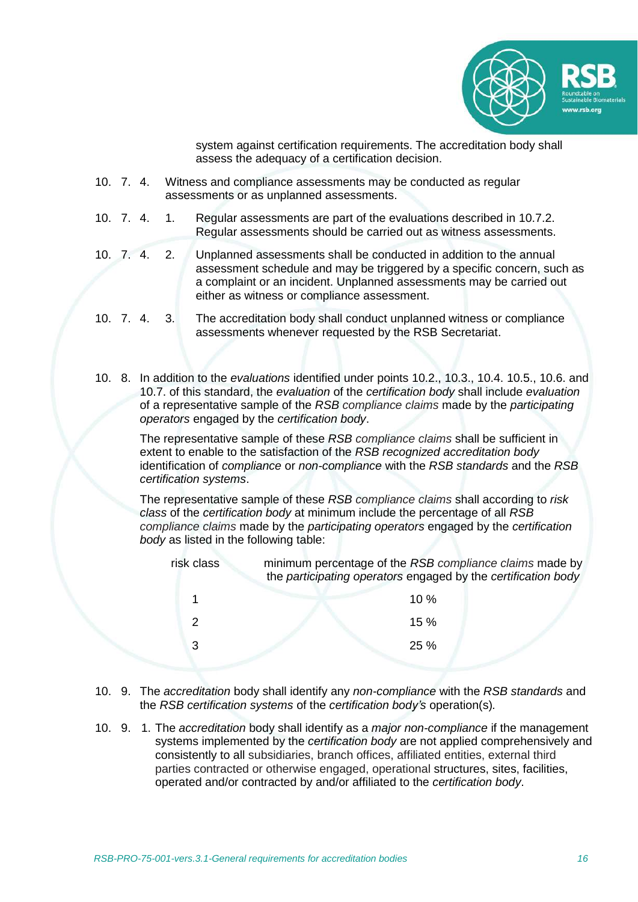system against certification requirements. The accreditation body shall assess the adequacy of a certification decision.

10.7.4. Witness and compliance assessments may be conducted as regular assessments or as unplanned assessments.

10.7.4.1. Regular assessments are part of the evaluations described in 10.7.2. Regular assessments should be carried out as witness assessments.

10.7.4.2. Unplanned assessments shall be conducted in addition to the annual assessment schedule and may be triggered by a specific concern, such as a complaint or an incident. Unplanned assessments may be carried out either as witness or compliance assessment.

10.7.4.3. The accreditation body shall conduct unplanned witness or compliance assessments whenever requested by the RSB Secretariat.

10.8. In addition to the *evaluations* identified under points 10.2., 10.3., 10.4. 10.5., 10.6. and 10.7. of this standard, the *evaluation* of the *certification body* shall include *evaluation* of a representative sample of the *RSB compliance claims* made by the *participating operators* engaged by the *certification body*.

The representative sample of these *RSB compliance claims* shall be sufficient in extent to enable to the satisfaction of the *RSB recognized accreditation body* identification of *compliance* or *non-compliance* with the *RSB standards* and the *RSB certification systems*.

The representative sample of these *RSB compliance claims* shall according to *risk class* of the *certification body* at minimum include the percentage of all *RSB compliance claims* made by the *participating operators* engaged by the *certification body* as listed in the following table:

| risk class | minimum percentage of the *RSB compliance claims* made by the *participating operators* engaged by the *certification body* |
|---|---|
| 1 | 10 % |
| 2 | 15 % |
| 3 | 25 % |

10.9. The *accreditation* body shall identify any *non-compliance* with the *RSB standards* and the *RSB certification systems* of the *certification body's* operation(s).

10.9.1. The *accreditation* body shall identify as a *major non-compliance* if the management systems implemented by the *certification body* are not applied comprehensively and consistently to all subsidiaries, branch offices, affiliated entities, external third parties contracted or otherwise engaged, operational structures, sites, facilities, operated and/or contracted by and/or affiliated to the *certification body*.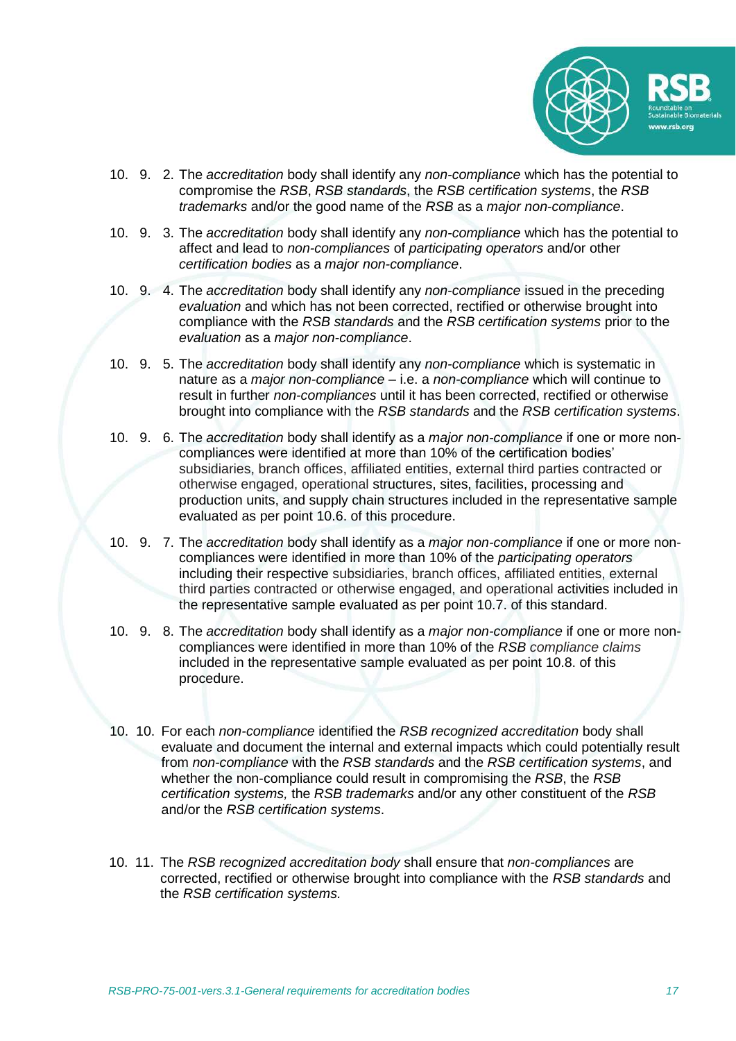10. 9. 2. The *accreditation* body shall identify any *non-compliance* which has the potential to compromise the *RSB*, *RSB standards*, the *RSB certification systems*, the *RSB trademarks* and/or the good name of the *RSB* as a *major non-compliance*.

10. 9. 3. The *accreditation* body shall identify any *non-compliance* which has the potential to affect and lead to *non-compliances* of *participating operators* and/or other *certification bodies* as a *major non-compliance*.

10. 9. 4. The *accreditation* body shall identify any *non-compliance* issued in the preceding *evaluation* and which has not been corrected, rectified or otherwise brought into compliance with the *RSB standards* and the *RSB certification systems* prior to the *evaluation* as a *major non-compliance*.

10. 9. 5. The *accreditation* body shall identify any *non-compliance* which is systematic in nature as a *major non-compliance* – i.e. a *non-compliance* which will continue to result in further *non-compliances* until it has been corrected, rectified or otherwise brought into compliance with the *RSB standards* and the *RSB certification systems*.

10. 9. 6. The *accreditation* body shall identify as a *major non-compliance* if one or more non-compliances were identified at more than 10% of the certification bodies' subsidiaries, branch offices, affiliated entities, external third parties contracted or otherwise engaged, operational structures, sites, facilities, processing and production units, and supply chain structures included in the representative sample evaluated as per point 10.6. of this procedure.

10. 9. 7. The *accreditation* body shall identify as a *major non-compliance* if one or more non-compliances were identified in more than 10% of the *participating operators* including their respective subsidiaries, branch offices, affiliated entities, external third parties contracted or otherwise engaged, and operational activities included in the representative sample evaluated as per point 10.7. of this standard.

10. 9. 8. The *accreditation* body shall identify as a *major non-compliance* if one or more non-compliances were identified in more than 10% of the *RSB compliance claims* included in the representative sample evaluated as per point 10.8. of this procedure.

10. 10. For each *non-compliance* identified the *RSB recognized accreditation* body shall evaluate and document the internal and external impacts which could potentially result from *non-compliance* with the *RSB standards* and the *RSB certification systems*, and whether the non-compliance could result in compromising the *RSB*, the *RSB certification systems,* the *RSB trademarks* and/or any other constituent of the *RSB* and/or the *RSB certification systems*.

10. 11. The *RSB recognized accreditation body* shall ensure that *non-compliances* are corrected, rectified or otherwise brought into compliance with the *RSB standards* and the *RSB certification systems.*